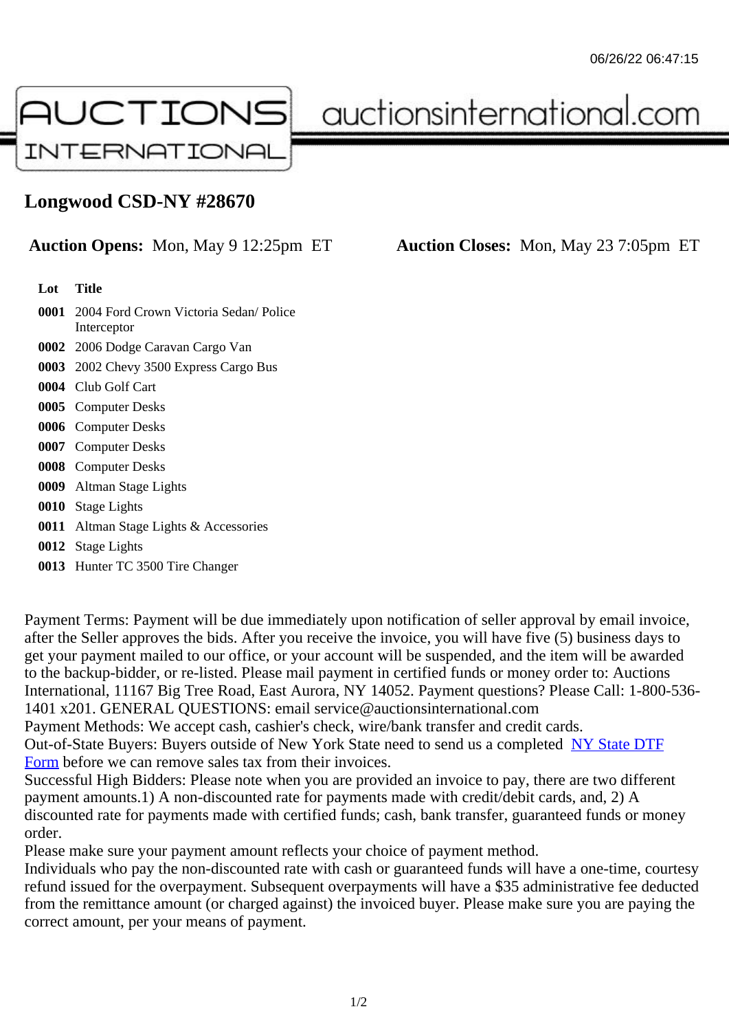06/26/22 06:47:15

AUCTIONS INTERNATIONAL auctionsinternational.com

## Longwood CSD-NY #28670

**Auction Opens:** Mon, May 9 12:25pm ET **Auction Closes:** Mon, May 23 7:05pm ET

| Lot | Title |
| --- | --- |
| **0001** | 2004 Ford Crown Victoria Sedan/ Police Interceptor |
| **0002** | 2006 Dodge Caravan Cargo Van |
| **0003** | 2002 Chevy 3500 Express Cargo Bus |
| **0004** | Club Golf Cart |
| **0005** | Computer Desks |
| **0006** | Computer Desks |
| **0007** | Computer Desks |
| **0008** | Computer Desks |
| **0009** | Altman Stage Lights |
| **0010** | Stage Lights |
| **0011** | Altman Stage Lights & Accessories |
| **0012** | Stage Lights |
| **0013** | Hunter TC 3500 Tire Changer |

Payment Terms: Payment will be due immediately upon notification of seller approval by email invoice, after the Seller approves the bids. After you receive the invoice, you will have five (5) business days to get your payment mailed to our office, or your account will be suspended, and the item will be awarded to the backup-bidder, or re-listed. Please mail payment in certified funds or money order to: Auctions International, 11167 Big Tree Road, East Aurora, NY 14052. Payment questions? Please Call: 1-800-536-1401 x201. GENERAL QUESTIONS: email service@auctionsinternational.com
Payment Methods: We accept cash, cashier's check, wire/bank transfer and credit cards.
Out-of-State Buyers: Buyers outside of New York State need to send us a completed NY State DTF Form before we can remove sales tax from their invoices.
Successful High Bidders: Please note when you are provided an invoice to pay, there are two different payment amounts.1) A non-discounted rate for payments made with credit/debit cards, and, 2) A discounted rate for payments made with certified funds; cash, bank transfer, guaranteed funds or money order.
Please make sure your payment amount reflects your choice of payment method.
Individuals who pay the non-discounted rate with cash or guaranteed funds will have a one-time, courtesy refund issued for the overpayment. Subsequent overpayments will have a $35 administrative fee deducted from the remittance amount (or charged against) the invoiced buyer. Please make sure you are paying the correct amount, per your means of payment.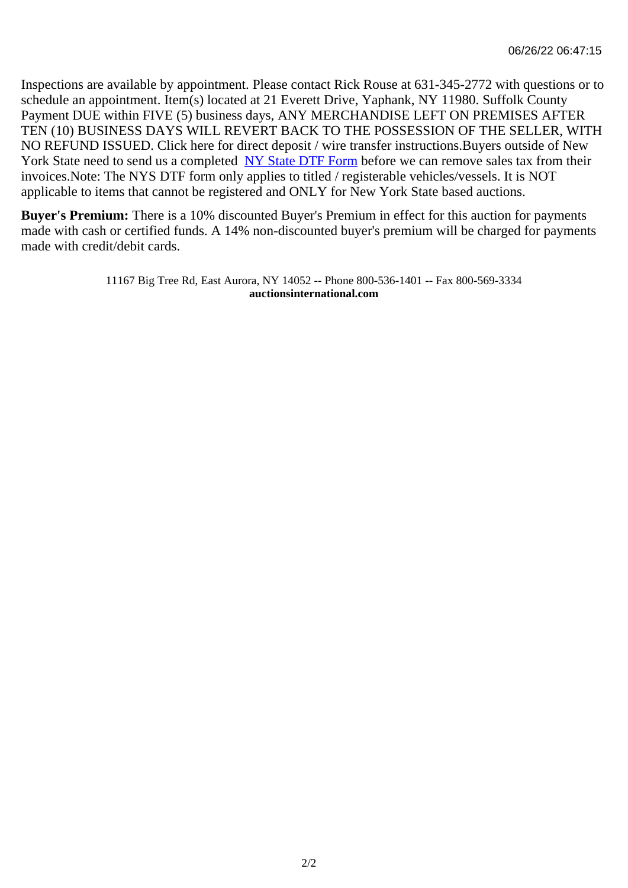Inspections are available by appointment. Please contact Rick Rouse at 631-345-2772 with questions or to schedule an appointment. Item(s) located at 21 Everett Drive, Yaphank, NY 11980. Suffolk County Payment DUE within FIVE (5) business days, ANY MERCHANDISE LEFT ON PREMISES AFTER TEN (10) BUSINESS DAYS WILL REVERT BACK TO THE POSSESSION OF THE SELLER, WITH NO REFUND ISSUED. Click here for direct deposit / wire transfer instructions.Buyers outside of New York State need to send us a completed NY State DTF Form before we can remove sales tax from their invoices.Note: The NYS DTF form only applies to titled / registerable vehicles/vessels. It is NOT applicable to items that cannot be registered and ONLY for New York State based auctions.

**Buyer's Premium:** There is a 10% discounted Buyer's Premium in effect for this auction for payments made with cash or certified funds. A 14% non-discounted buyer's premium will be charged for payments made with credit/debit cards.

11167 Big Tree Rd, East Aurora, NY 14052 -- Phone 800-536-1401 -- Fax 800-569-3334
**auctionsinternational.com**